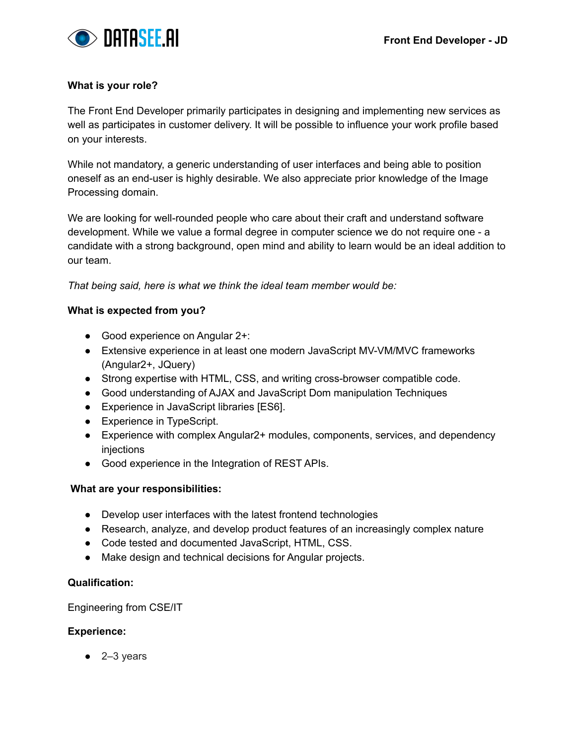**What is your role?**

The Front End Developer primarily participates in designing and implementing new services as well as participates in customer delivery. It will be possible to influence your work profile based on your interests.

While not mandatory, a generic understanding of user interfaces and being able to position oneself as an end-user is highly desirable. We also appreciate prior knowledge of the Image Processing domain.

We are looking for well-rounded people who care about their craft and understand software development. While we value a formal degree in computer science we do not require one - a candidate with a strong background, open mind and ability to learn would be an ideal addition to our team.

*That being said, here is what we think the ideal team member would be:*

**What is expected from you?**

- Good experience on Angular 2+:
- Extensive experience in at least one modern JavaScript MV-VM/MVC frameworks (Angular2+, JQuery)
- Strong expertise with HTML, CSS, and writing cross-browser compatible code.
- Good understanding of AJAX and JavaScript Dom manipulation Techniques
- Experience in JavaScript libraries [ES6].
- Experience in TypeScript.
- Experience with complex Angular2+ modules, components, services, and dependency injections
- Good experience in the Integration of REST APIs.

**What are your responsibilities:**

- Develop user interfaces with the latest frontend technologies
- Research, analyze, and develop product features of an increasingly complex nature
- Code tested and documented JavaScript, HTML, CSS.
- Make design and technical decisions for Angular projects.

**Qualification:**

Engineering from CSE/IT

**Experience:**

- 2–3 years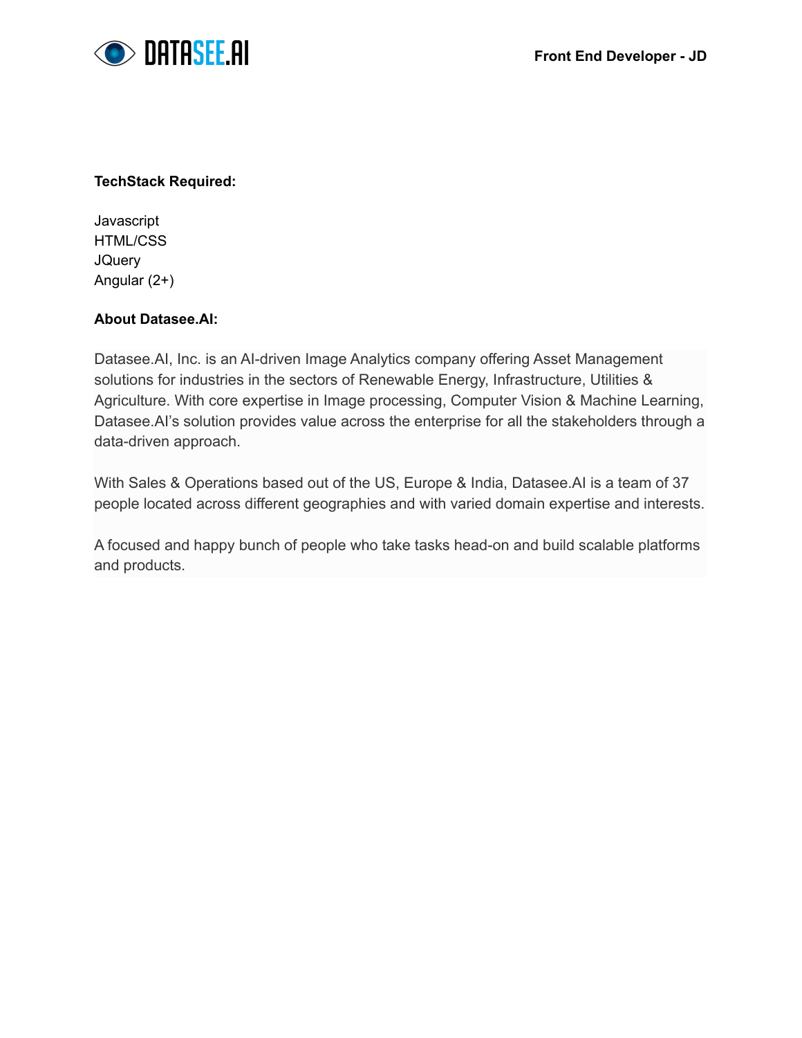**TechStack Required:**

Javascript
HTML/CSS
JQuery
Angular (2+)

**About Datasee.AI:**

Datasee.AI, Inc. is an AI-driven Image Analytics company offering Asset Management solutions for industries in the sectors of Renewable Energy, Infrastructure, Utilities & Agriculture. With core expertise in Image processing, Computer Vision & Machine Learning, Datasee.AI's solution provides value across the enterprise for all the stakeholders through a data-driven approach.

With Sales & Operations based out of the US, Europe & India, Datasee.AI is a team of 37 people located across different geographies and with varied domain expertise and interests.

A focused and happy bunch of people who take tasks head-on and build scalable platforms and products.